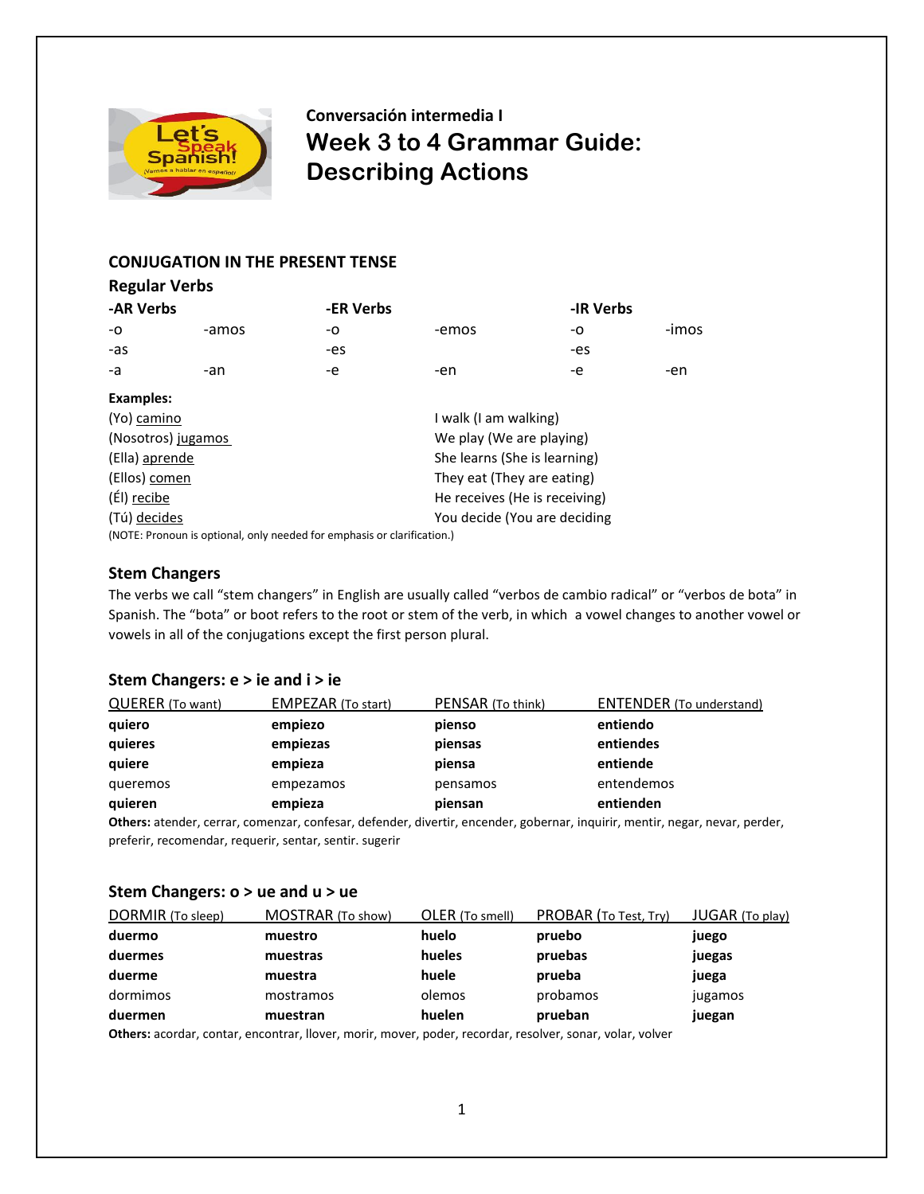**Conversación intermedia I**

# Week 3 to 4 Grammar Guide: Describing Actions

## CONJUGATION IN THE PRESENT TENSE

### Regular Verbs

| -AR Verbs | | -ER Verbs | | -IR Verbs | |
|---|---|---|---|---|---|
| -o | -amos | -o | -emos | -o | -imos |
| -as | | -es | | -es | |
| -a | -an | -e | -en | -e | -en |

**Examples:**

| | |
|---|---|
| (Yo) camino | I walk (I am walking) |
| (Nosotros) jugamos | We play (We are playing) |
| (Ella) aprende | She learns (She is learning) |
| (Ellos) comen | They eat (They are eating) |
| (Él) recibe | He receives (He is receiving) |
| (Tú) decides | You decide (You are deciding |

(NOTE: Pronoun is optional, only needed for emphasis or clarification.)

### Stem Changers

The verbs we call "stem changers" in English are usually called "verbos de cambio radical" or "verbos de bota" in Spanish. The "bota" or boot refers to the root or stem of the verb, in which a vowel changes to another vowel or vowels in all of the conjugations except the first person plural.

### Stem Changers: e > ie and i > ie

| QUERER (To want) | EMPEZAR (To start) | PENSAR (To think) | ENTENDER (To understand) |
|---|---|---|---|
| **quiero** | **empiezo** | **pienso** | **entiendo** |
| **quieres** | **empiezas** | **piensas** | **entiendes** |
| **quiere** | **empieza** | **piensa** | **entiende** |
| queremos | empezamos | pensamos | entendemos |
| **quieren** | **empieza** | **piensan** | **entienden** |

**Others:** atender, cerrar, comenzar, confesar, defender, divertir, encender, gobernar, inquirir, mentir, negar, nevar, perder, preferir, recomendar, requerir, sentar, sentir. sugerir

### Stem Changers: o > ue and u > ue

| DORMIR (To sleep) | MOSTRAR (To show) | OLER (To smell) | PROBAR (To Test, Try) | JUGAR (To play) |
|---|---|---|---|---|
| **duermo** | **muestro** | **huelo** | **pruebo** | **juego** |
| **duermes** | **muestras** | **hueles** | **pruebas** | **juegas** |
| **duerme** | **muestra** | **huele** | **prueba** | **juega** |
| dormimos | mostramos | olemos | probamos | jugamos |
| **duermen** | **muestran** | **huelen** | **prueban** | **juegan** |

**Others:** acordar, contar, encontrar, llover, morir, mover, poder, recordar, resolver, sonar, volar, volver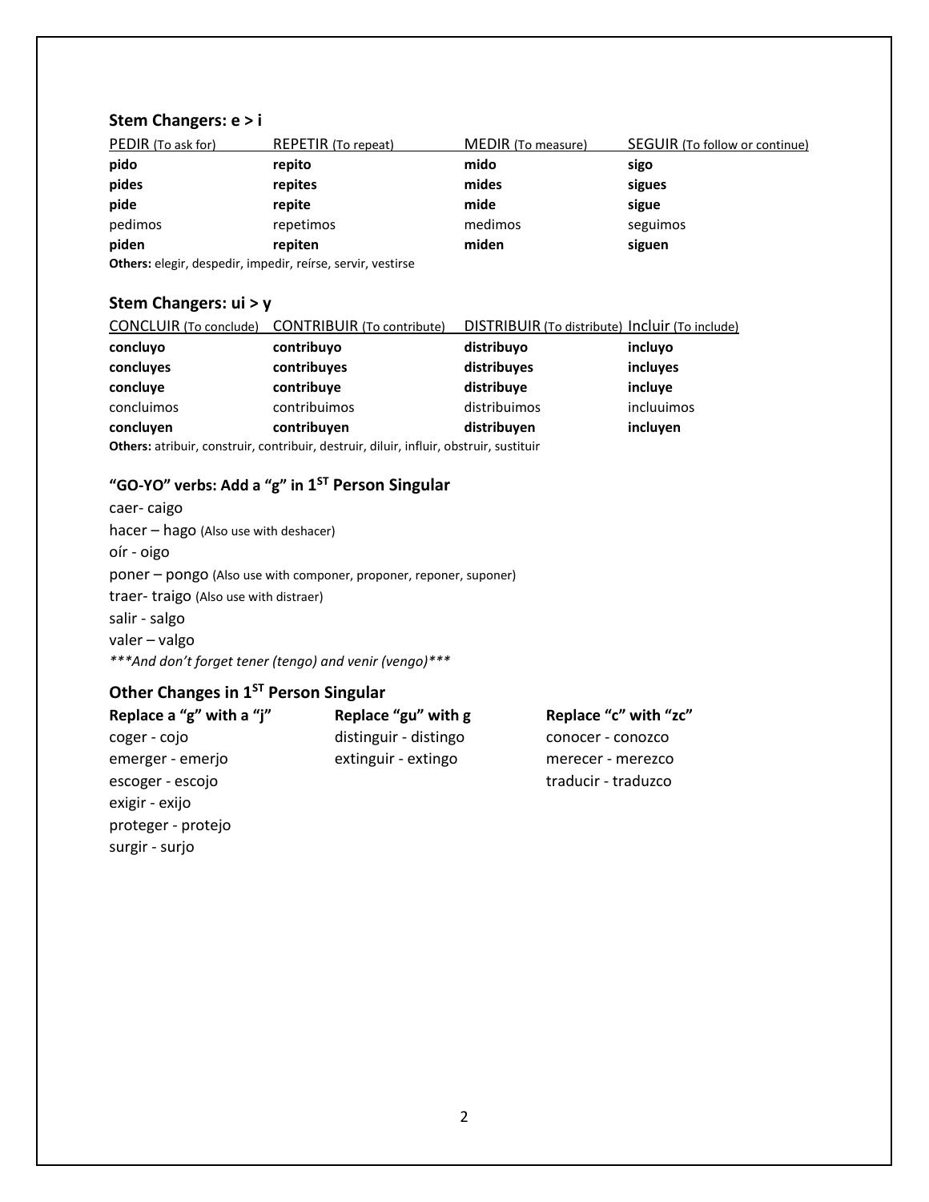### Stem Changers: e > i

| PEDIR (To ask for) | REPETIR (To repeat) | MEDIR (To measure) | SEGUIR (To follow or continue) |
|---|---|---|---|
| **pido** | **repito** | **mido** | **sigo** |
| **pides** | **repites** | **mides** | **sigues** |
| **pide** | **repite** | **mide** | **sigue** |
| pedimos | repetimos | medimos | seguimos |
| **piden** | **repiten** | **miden** | **siguen** |

**Others:** elegir, despedir, impedir, reírse, servir, vestirse

### Stem Changers: ui > y

| CONCLUIR (To conclude) | CONTRIBUIR (To contribute) | DISTRIBUIR (To distribute) | Incluir (To include) |
|---|---|---|---|
| **concluyo** | **contribuyo** | **distribuyo** | **incluyo** |
| **concluyes** | **contribuyes** | **distribuyes** | **incluyes** |
| **concluye** | **contribuye** | **distribuye** | **incluye** |
| concluimos | contribuimos | distribuimos | incluuimos |
| **concluyen** | **contribuyen** | **distribuyen** | **incluyen** |

**Others:** atribuir, construir, contribuir, destruir, diluir, influir, obstruir, sustituir

### "GO-YO" verbs: Add a "g" in 1ST Person Singular

caer- caigo
hacer – hago (Also use with deshacer)
oír - oigo
poner – pongo (Also use with componer, proponer, reponer, suponer)
traer- traigo (Also use with distraer)
salir - salgo
valer – valgo
*\*\*\*And don't forget tener (tengo) and venir (vengo)\*\*\**

### Other Changes in 1ST Person Singular

| **Replace a "g" with a "j"** | **Replace "gu" with g** | **Replace "c" with "zc"** |
|---|---|---|
| coger - cojo | distinguir - distingo | conocer - conozco |
| emerger - emerjo | extinguir - extingo | merecer - merezco |
| escoger - escojo | | traducir - traduzco |
| exigir - exijo | | |
| proteger - protejo | | |
| surgir - surjo | | |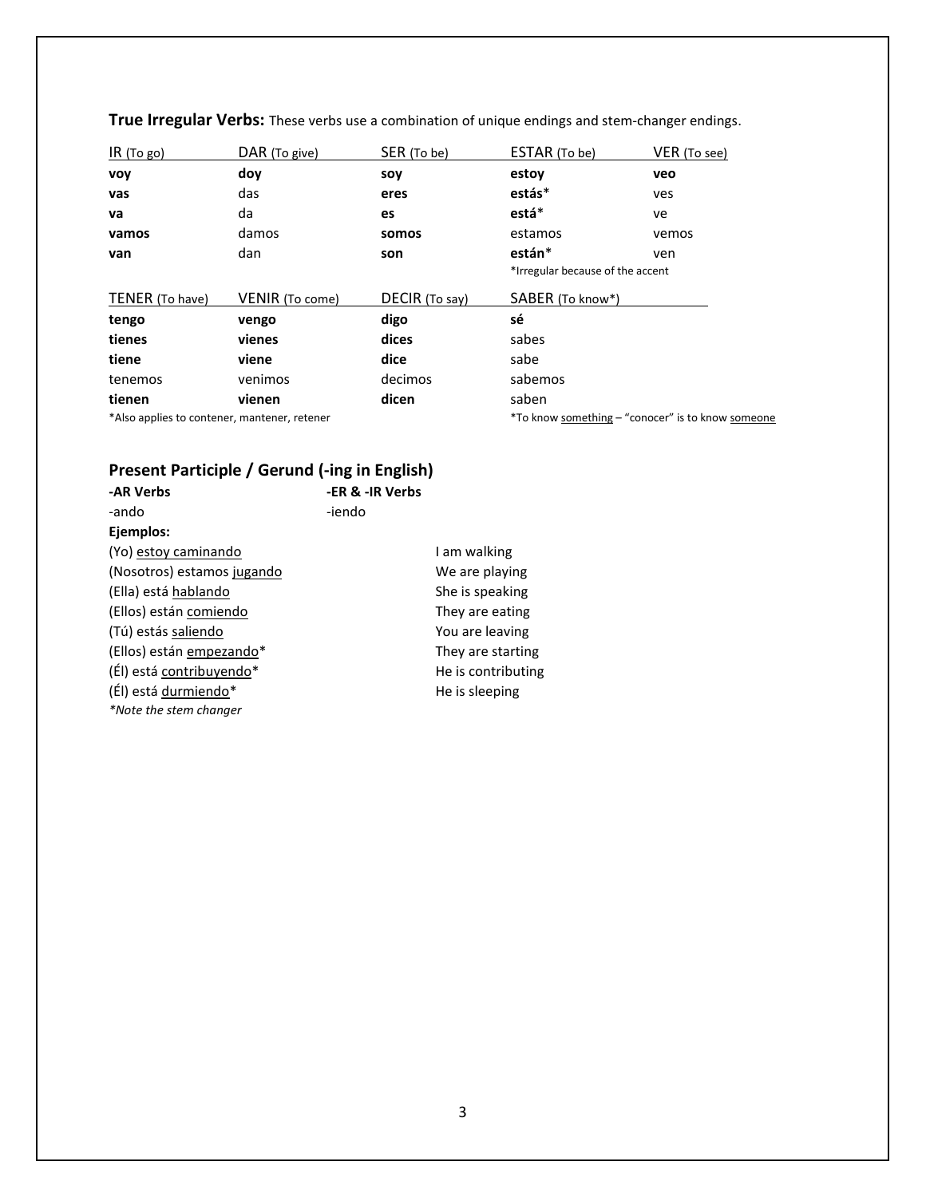**True Irregular Verbs:** These verbs use a combination of unique endings and stem-changer endings.

| IR (To go) | DAR (To give) | SER (To be) | ESTAR (To be) | VER (To see) |
|---|---|---|---|---|
| **voy** | **doy** | **soy** | **estoy** | **veo** |
| **vas** | das | **eres** | **estás***  | ves |
| **va** | da | **es** | **está*** | ve |
| **vamos** | damos | **somos** | estamos | vemos |
| **van** | dan | **son** | **están*** | ven |
| | | | *Irregular because of the accent | |

| TENER (To have) | VENIR (To come) | DECIR (To say) | SABER (To know*) |
|---|---|---|---|
| **tengo** | **vengo** | **digo** | **sé** |
| **tienes** | **vienes** | **dices** | sabes |
| **tiene** | **viene** | **dice** | sabe |
| tenemos | venimos | decimos | sabemos |
| **tienen** | **vienen** | **dicen** | saben |

*Also applies to contener, mantener, retener

*To know something – "conocer" is to know someone

## Present Participle / Gerund (-ing in English)

| **-AR Verbs** | **-ER & -IR Verbs** |
|---|---|
| -ando | -iendo |

**Ejemplos:**

| | |
|---|---|
| (Yo) estoy caminando | I am walking |
| (Nosotros) estamos jugando | We are playing |
| (Ella) está hablando | She is speaking |
| (Ellos) están comiendo | They are eating |
| (Tú) estás saliendo | You are leaving |
| (Ellos) están empezando* | They are starting |
| (Él) está contribuyendo* | He is contributing |
| (Él) está durmiendo* | He is sleeping |

*\*Note the stem changer*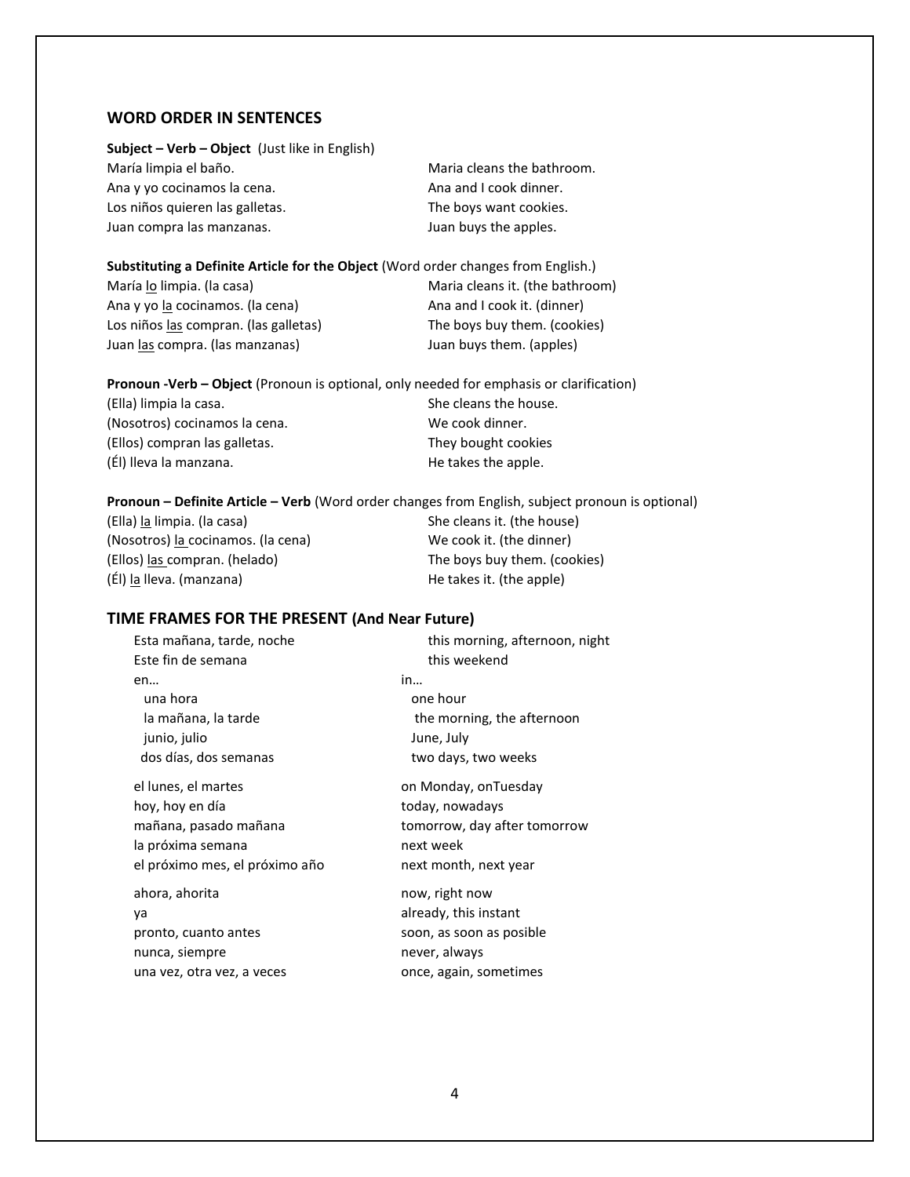## WORD ORDER IN SENTENCES

**Subject – Verb – Object** (Just like in English)

| | |
|---|---|
| María limpia el baño. | Maria cleans the bathroom. |
| Ana y yo cocinamos la cena. | Ana and I cook dinner. |
| Los niños quieren las galletas. | The boys want cookies. |
| Juan compra las manzanas. | Juan buys the apples. |

**Substituting a Definite Article for the Object** (Word order changes from English.)

| | |
|---|---|
| María <u>lo</u> limpia. (la casa) | Maria cleans it. (the bathroom) |
| Ana y yo <u>la</u> cocinamos. (la cena) | Ana and I cook it. (dinner) |
| Los niños <u>las</u> compran. (las galletas) | The boys buy them. (cookies) |
| Juan <u>las</u> compra. (las manzanas) | Juan buys them. (apples) |

**Pronoun -Verb – Object** (Pronoun is optional, only needed for emphasis or clarification)

| | |
|---|---|
| (Ella) limpia la casa. | She cleans the house. |
| (Nosotros) cocinamos la cena. | We cook dinner. |
| (Ellos) compran las galletas. | They bought cookies |
| (Él) lleva la manzana. | He takes the apple. |

**Pronoun – Definite Article – Verb** (Word order changes from English, subject pronoun is optional)

| | |
|---|---|
| (Ella) <u>la</u> limpia. (la casa) | She cleans it. (the house) |
| (Nosotros) <u>la</u> cocinamos. (la cena) | We cook it. (the dinner) |
| (Ellos) <u>las</u> compran. (helado) | The boys buy them. (cookies) |
| (Él) <u>la</u> lleva. (manzana) | He takes it. (the apple) |

## TIME FRAMES FOR THE PRESENT (And Near Future)

| | |
|---|---|
| Esta mañana, tarde, noche | this morning, afternoon, night |
| Este fin de semana | this weekend |
| en… | in… |
| una hora | one hour |
| la mañana, la tarde | the morning, the afternoon |
| junio, julio | June, July |
| dos días, dos semanas | two days, two weeks |
| el lunes, el martes | on Monday, onTuesday |
| hoy, hoy en día | today, nowadays |
| mañana, pasado mañana | tomorrow, day after tomorrow |
| la próxima semana | next week |
| el próximo mes, el próximo año | next month, next year |
| ahora, ahorita | now, right now |
| ya | already, this instant |
| pronto, cuanto antes | soon, as soon as posible |
| nunca, siempre | never, always |
| una vez, otra vez, a veces | once, again, sometimes |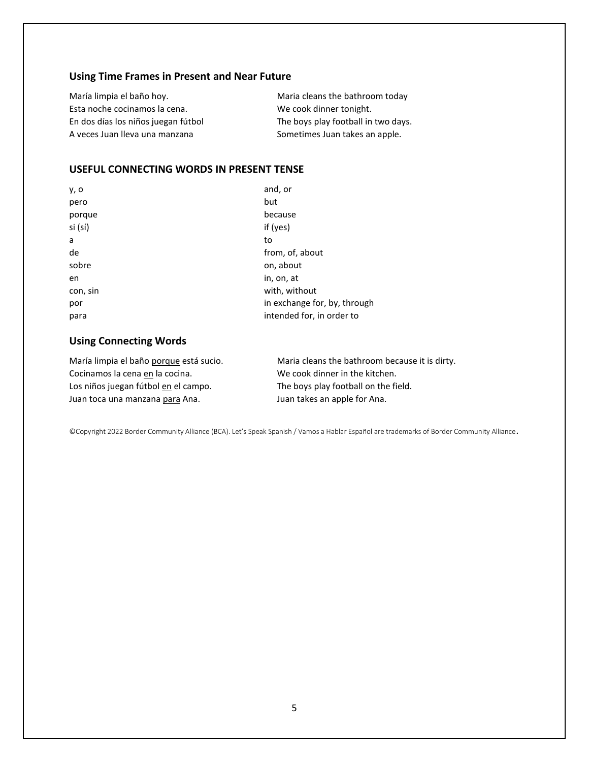### Using Time Frames in Present and Near Future

| | |
|---|---|
| María limpia el baño hoy. | Maria cleans the bathroom today |
| Esta noche cocinamos la cena. | We cook dinner tonight. |
| En dos días los niños juegan fútbol | The boys play football in two days. |
| A veces Juan lleva una manzana | Sometimes Juan takes an apple. |

### USEFUL CONNECTING WORDS IN PRESENT TENSE

| | |
|---|---|
| y, o | and, or |
| pero | but |
| porque | because |
| si (sí) | if (yes) |
| a | to |
| de | from, of, about |
| sobre | on, about |
| en | in, on, at |
| con, sin | with, without |
| por | in exchange for, by, through |
| para | intended for, in order to |

### Using Connecting Words

| | |
|---|---|
| María limpia el baño <u>porque</u> está sucio. | Maria cleans the bathroom because it is dirty. |
| Cocinamos la cena <u>en</u> la cocina. | We cook dinner in the kitchen. |
| Los niños juegan fútbol <u>en</u> el campo. | The boys play football on the field. |
| Juan toca una manzana <u>para</u> Ana. | Juan takes an apple for Ana. |

©Copyright 2022 Border Community Alliance (BCA). Let's Speak Spanish / Vamos a Hablar Español are trademarks of Border Community Alliance.